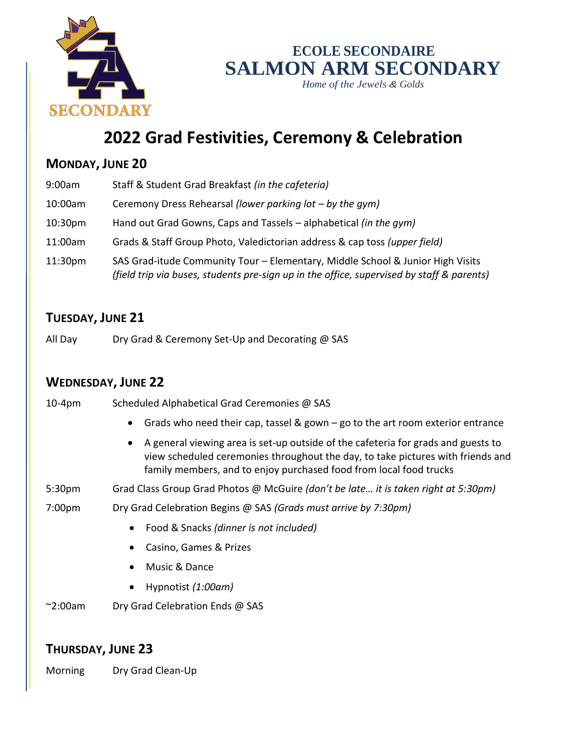ECOLE SECONDAIRE

# SALMON ARM SECONDARY

*Home of the Jewels & Golds*

# 2022 Grad Festivities, Ceremony & Celebration

## Monday, June 20

| | |
|---|---|
| 9:00am | Staff & Student Grad Breakfast *(in the cafeteria)* |
| 10:00am | Ceremony Dress Rehearsal *(lower parking lot – by the gym)* |
| 10:30pm | Hand out Grad Gowns, Caps and Tassels – alphabetical *(in the gym)* |
| 11:00am | Grads & Staff Group Photo, Valedictorian address & cap toss *(upper field)* |
| 11:30pm | SAS Grad-itude Community Tour – Elementary, Middle School & Junior High Visits *(field trip via buses, students pre-sign up in the office, supervised by staff & parents)* |

## Tuesday, June 21

| | |
|---|---|
| All Day | Dry Grad & Ceremony Set-Up and Decorating @ SAS |

## Wednesday, June 22

10-4pm Scheduled Alphabetical Grad Ceremonies @ SAS

- Grads who need their cap, tassel & gown – go to the art room exterior entrance
- A general viewing area is set-up outside of the cafeteria for grads and guests to view scheduled ceremonies throughout the day, to take pictures with friends and family members, and to enjoy purchased food from local food trucks

5:30pm Grad Class Group Grad Photos @ McGuire *(don't be late… it is taken right at 5:30pm)*

7:00pm Dry Grad Celebration Begins @ SAS *(Grads must arrive by 7:30pm)*

- Food & Snacks *(dinner is not included)*
- Casino, Games & Prizes
- Music & Dance
- Hypnotist *(1:00am)*

~2:00am Dry Grad Celebration Ends @ SAS

## Thursday, June 23

| | |
|---|---|
| Morning | Dry Grad Clean-Up |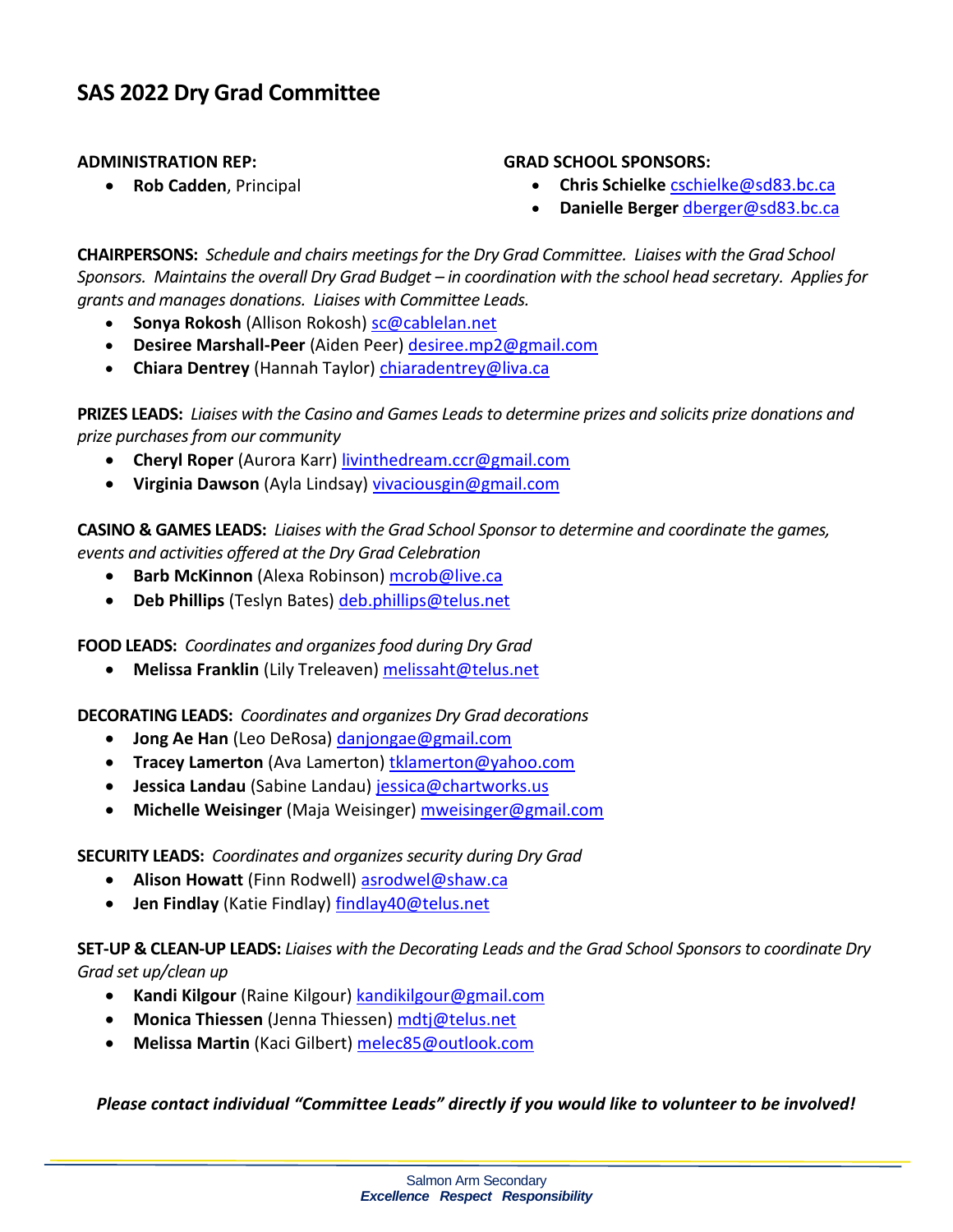# SAS 2022 Dry Grad Committee

**ADMINISTRATION REP:**

- **Rob Cadden**, Principal

**GRAD SCHOOL SPONSORS:**

- **Chris Schielke** cschielke@sd83.bc.ca
- **Danielle Berger** dberger@sd83.bc.ca

**CHAIRPERSONS:** *Schedule and chairs meetings for the Dry Grad Committee. Liaises with the Grad School Sponsors. Maintains the overall Dry Grad Budget – in coordination with the school head secretary. Applies for grants and manages donations. Liaises with Committee Leads.*

- **Sonya Rokosh** (Allison Rokosh) sc@cablelan.net
- **Desiree Marshall-Peer** (Aiden Peer) desiree.mp2@gmail.com
- **Chiara Dentrey** (Hannah Taylor) chiaradentrey@liva.ca

**PRIZES LEADS:** *Liaises with the Casino and Games Leads to determine prizes and solicits prize donations and prize purchases from our community*

- **Cheryl Roper** (Aurora Karr) livinthedream.ccr@gmail.com
- **Virginia Dawson** (Ayla Lindsay) vivaciousgin@gmail.com

**CASINO & GAMES LEADS:** *Liaises with the Grad School Sponsor to determine and coordinate the games, events and activities offered at the Dry Grad Celebration*

- **Barb McKinnon** (Alexa Robinson) mcrob@live.ca
- **Deb Phillips** (Teslyn Bates) deb.phillips@telus.net

**FOOD LEADS:** *Coordinates and organizes food during Dry Grad*

- **Melissa Franklin** (Lily Treleaven) melissaht@telus.net

**DECORATING LEADS:** *Coordinates and organizes Dry Grad decorations*

- **Jong Ae Han** (Leo DeRosa) danjongae@gmail.com
- **Tracey Lamerton** (Ava Lamerton) tklamerton@yahoo.com
- **Jessica Landau** (Sabine Landau) jessica@chartworks.us
- **Michelle Weisinger** (Maja Weisinger) mweisinger@gmail.com

**SECURITY LEADS:** *Coordinates and organizes security during Dry Grad*

- **Alison Howatt** (Finn Rodwell) asrodwel@shaw.ca
- **Jen Findlay** (Katie Findlay) findlay40@telus.net

**SET-UP & CLEAN-UP LEADS:** *Liaises with the Decorating Leads and the Grad School Sponsors to coordinate Dry Grad set up/clean up*

- **Kandi Kilgour** (Raine Kilgour) kandikilgour@gmail.com
- **Monica Thiessen** (Jenna Thiessen) mdtj@telus.net
- **Melissa Martin** (Kaci Gilbert) melec85@outlook.com

***Please contact individual "Committee Leads" directly if you would like to volunteer to be involved!***